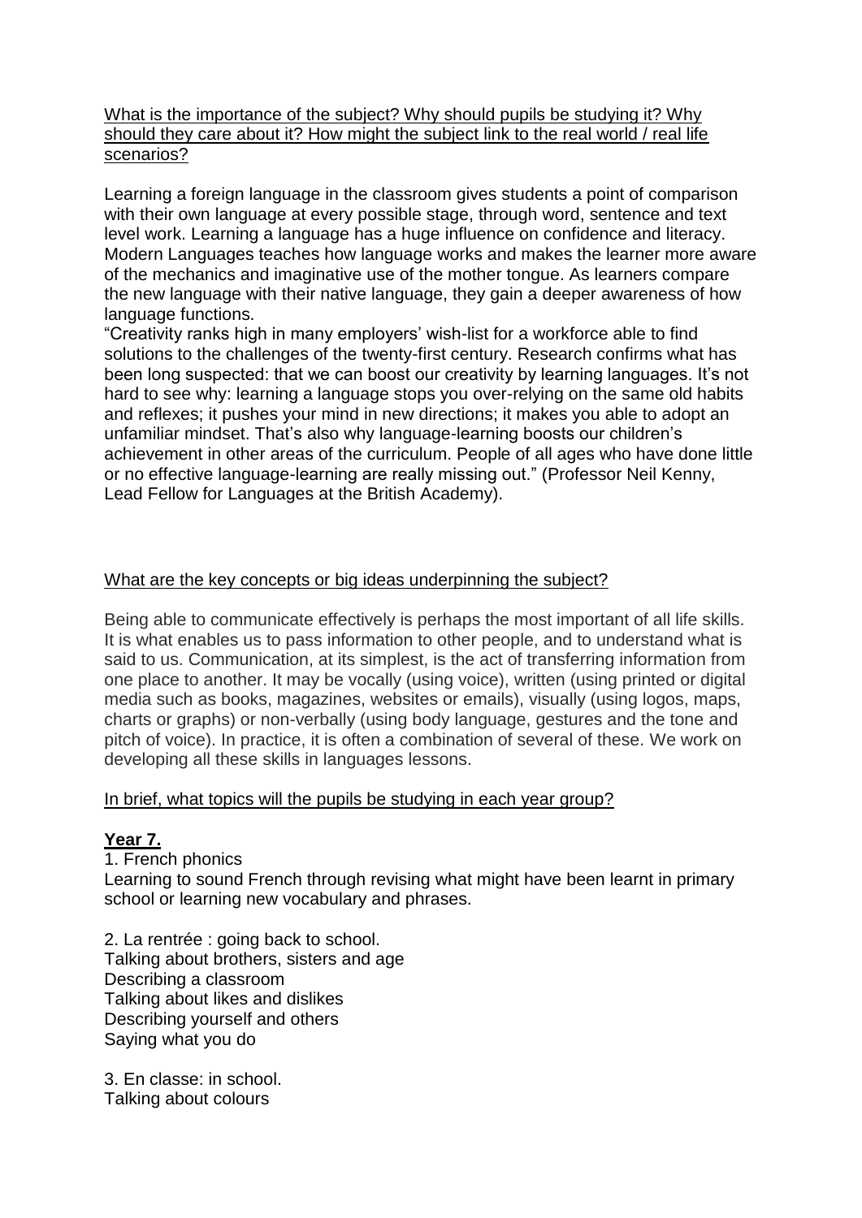What is the importance of the subject? Why should pupils be studying it? Why should they care about it? How might the subject link to the real world / real life scenarios?

Learning a foreign language in the classroom gives students a point of comparison with their own language at every possible stage, through word, sentence and text level work. Learning a language has a huge influence on confidence and literacy. Modern Languages teaches how language works and makes the learner more aware of the mechanics and imaginative use of the mother tongue. As learners compare the new language with their native language, they gain a deeper awareness of how language functions.

"Creativity ranks high in many employers' wish-list for a workforce able to find solutions to the challenges of the twenty-first century. Research confirms what has been long suspected: that we can boost our creativity by learning languages. It's not hard to see why: learning a language stops you over-relying on the same old habits and reflexes; it pushes your mind in new directions; it makes you able to adopt an unfamiliar mindset. That's also why language-learning boosts our children's achievement in other areas of the curriculum. People of all ages who have done little or no effective language-learning are really missing out." (Professor Neil Kenny, Lead Fellow for Languages at the British Academy).

What are the key concepts or big ideas underpinning the subject?

Being able to communicate effectively is perhaps the most important of all life skills. It is what enables us to pass information to other people, and to understand what is said to us. Communication, at its simplest, is the act of transferring information from one place to another. It may be vocally (using voice), written (using printed or digital media such as books, magazines, websites or emails), visually (using logos, maps, charts or graphs) or non-verbally (using body language, gestures and the tone and pitch of voice). In practice, it is often a combination of several of these. We work on developing all these skills in languages lessons.

In brief, what topics will the pupils be studying in each year group?

**Year 7.**

1. French phonics
Learning to sound French through revising what might have been learnt in primary school or learning new vocabulary and phrases.

2. La rentrée : going back to school.
Talking about brothers, sisters and age
Describing a classroom
Talking about likes and dislikes
Describing yourself and others
Saying what you do

3. En classe: in school.
Talking about colours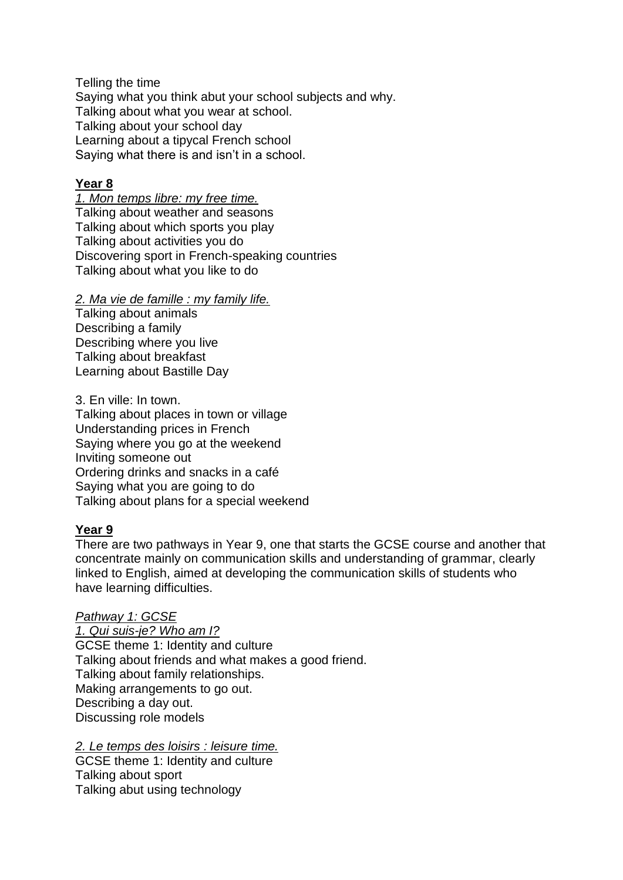Telling the time
Saying what you think abut your school subjects and why.
Talking about what you wear at school.
Talking about your school day
Learning about a tipycal French school
Saying what there is and isn't in a school.

## Year 8

*1. Mon temps libre: my free time.*
Talking about weather and seasons
Talking about which sports you play
Talking about activities you do
Discovering sport in French-speaking countries
Talking about what you like to do

*2. Ma vie de famille : my family life.*
Talking about animals
Describing a family
Describing where you live
Talking about breakfast
Learning about Bastille Day

3. En ville: In town.
Talking about places in town or village
Understanding prices in French
Saying where you go at the weekend
Inviting someone out
Ordering drinks and snacks in a café
Saying what you are going to do
Talking about plans for a special weekend

## Year 9

There are two pathways in Year 9, one that starts the GCSE course and another that concentrate mainly on communication skills and understanding of grammar, clearly linked to English, aimed at developing the communication skills of students who have learning difficulties.

*Pathway 1: GCSE*

*1. Qui suis-je? Who am I?*
GCSE theme 1: Identity and culture
Talking about friends and what makes a good friend.
Talking about family relationships.
Making arrangements to go out.
Describing a day out.
Discussing role models

*2. Le temps des loisirs : leisure time.*
GCSE theme 1: Identity and culture
Talking about sport
Talking abut using technology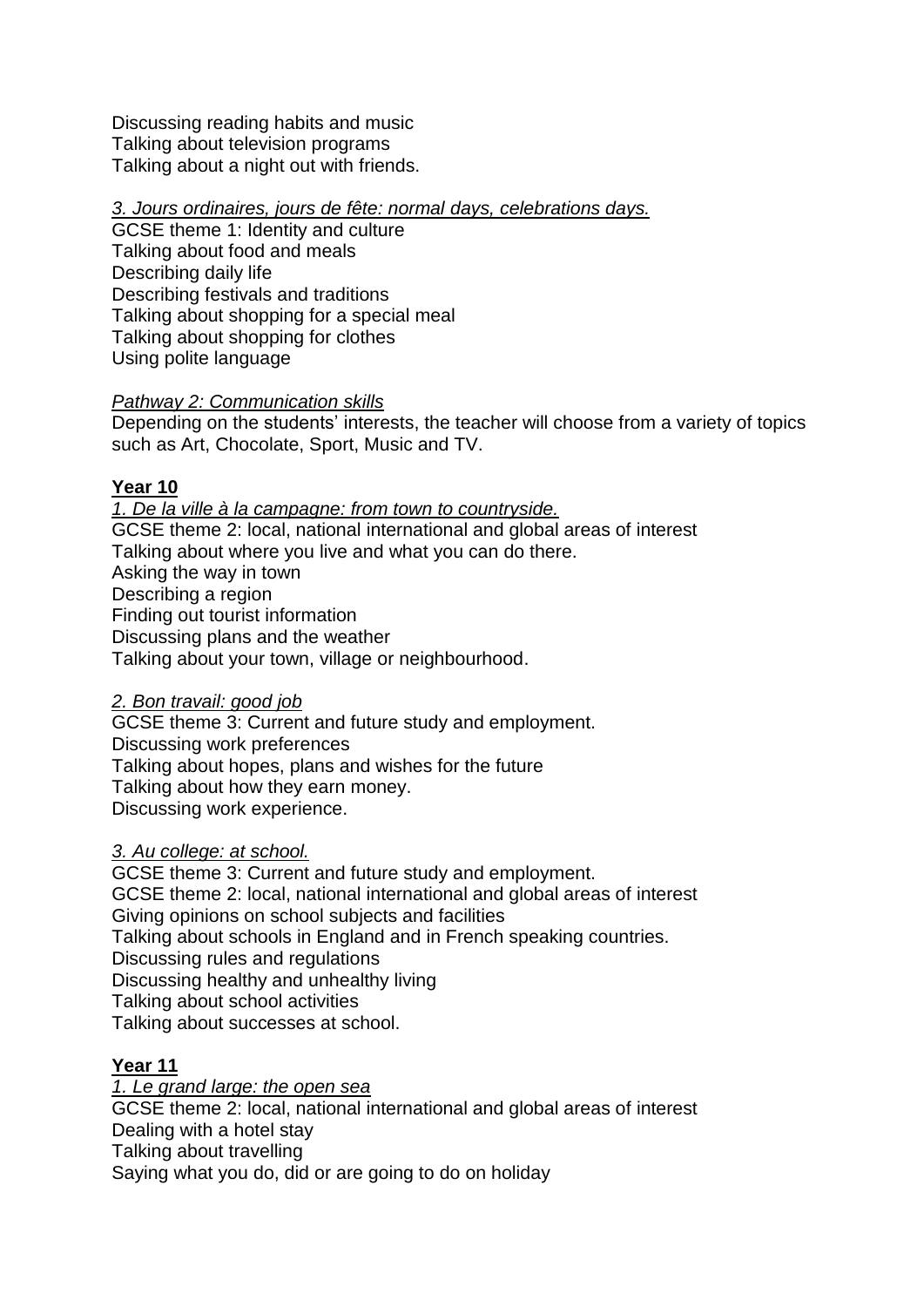Discussing reading habits and music
Talking about television programs
Talking about a night out with friends.

*3. Jours ordinaires, jours de fête: normal days, celebrations days.*

GCSE theme 1: Identity and culture
Talking about food and meals
Describing daily life
Describing festivals and traditions
Talking about shopping for a special meal
Talking about shopping for clothes
Using polite language

*Pathway 2: Communication skills*

Depending on the students' interests, the teacher will choose from a variety of topics such as Art, Chocolate, Sport, Music and TV.

**Year 10**

*1. De la ville à la campagne: from town to countryside.*

GCSE theme 2: local, national international and global areas of interest
Talking about where you live and what you can do there.
Asking the way in town
Describing a region
Finding out tourist information
Discussing plans and the weather
Talking about your town, village or neighbourhood.

*2. Bon travail: good job*

GCSE theme 3: Current and future study and employment.
Discussing work preferences
Talking about hopes, plans and wishes for the future
Talking about how they earn money.
Discussing work experience.

*3. Au college: at school.*

GCSE theme 3: Current and future study and employment.
GCSE theme 2: local, national international and global areas of interest
Giving opinions on school subjects and facilities
Talking about schools in England and in French speaking countries.
Discussing rules and regulations
Discussing healthy and unhealthy living
Talking about school activities
Talking about successes at school.

**Year 11**

*1. Le grand large: the open sea*

GCSE theme 2: local, national international and global areas of interest
Dealing with a hotel stay
Talking about travelling
Saying what you do, did or are going to do on holiday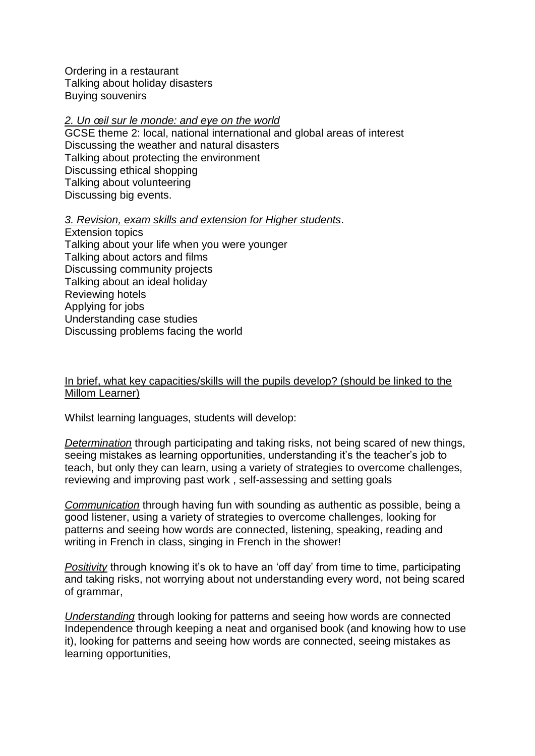Ordering in a restaurant
Talking about holiday disasters
Buying souvenirs

*2. Un œil sur le monde: and eye on the world*
GCSE theme 2: local, national international and global areas of interest
Discussing the weather and natural disasters
Talking about protecting the environment
Discussing ethical shopping
Talking about volunteering
Discussing big events.

*3. Revision, exam skills and extension for Higher students*.
Extension topics
Talking about your life when you were younger
Talking about actors and films
Discussing community projects
Talking about an ideal holiday
Reviewing hotels
Applying for jobs
Understanding case studies
Discussing problems facing the world

In brief, what key capacities/skills will the pupils develop? (should be linked to the Millom Learner)

Whilst learning languages, students will develop:

*Determination* through participating and taking risks, not being scared of new things, seeing mistakes as learning opportunities, understanding it's the teacher's job to teach, but only they can learn, using a variety of strategies to overcome challenges, reviewing and improving past work , self-assessing and setting goals

*Communication* through having fun with sounding as authentic as possible, being a good listener, using a variety of strategies to overcome challenges, looking for patterns and seeing how words are connected, listening, speaking, reading and writing in French in class, singing in French in the shower!

*Positivity* through knowing it's ok to have an 'off day' from time to time, participating and taking risks, not worrying about not understanding every word, not being scared of grammar,

*Understanding* through looking for patterns and seeing how words are connected
Independence through keeping a neat and organised book (and knowing how to use it), looking for patterns and seeing how words are connected, seeing mistakes as learning opportunities,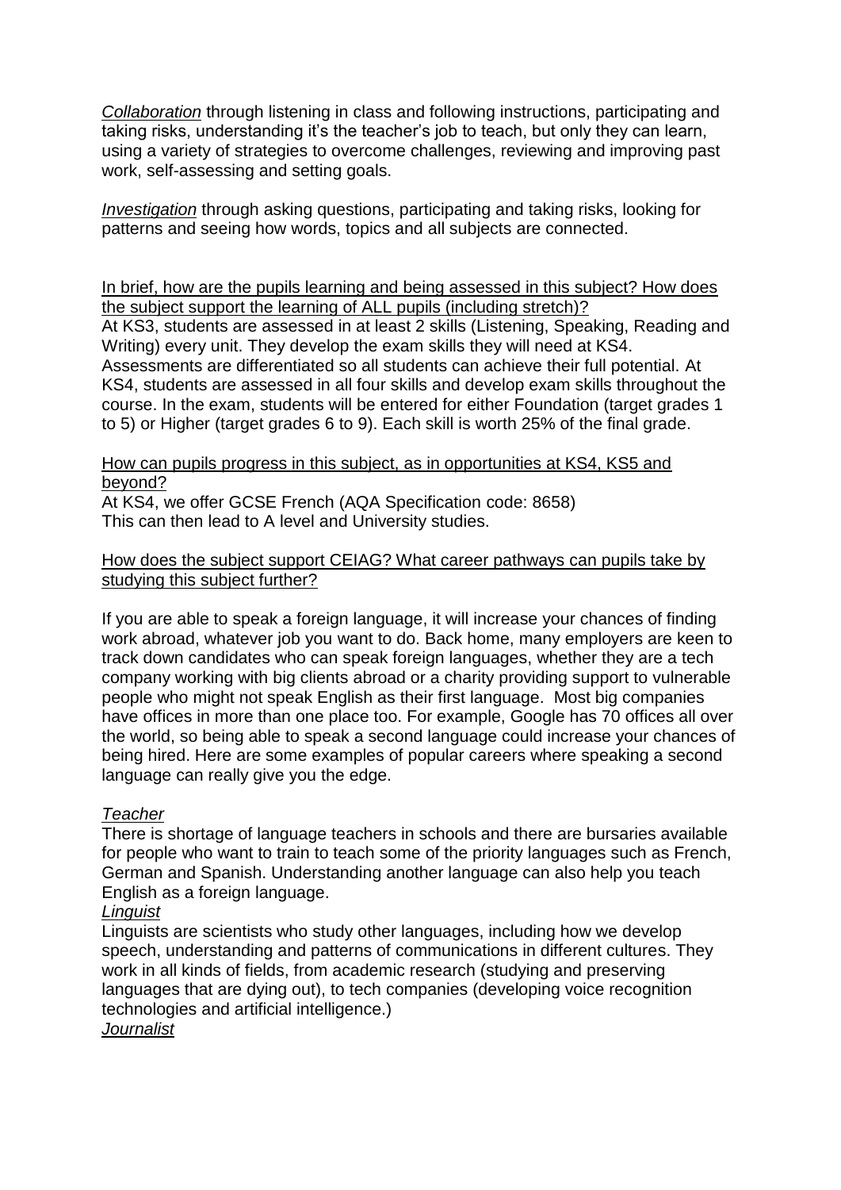*Collaboration* through listening in class and following instructions, participating and taking risks, understanding it's the teacher's job to teach, but only they can learn, using a variety of strategies to overcome challenges, reviewing and improving past work, self-assessing and setting goals.

*Investigation* through asking questions, participating and taking risks, looking for patterns and seeing how words, topics and all subjects are connected.

<u>In brief, how are the pupils learning and being assessed in this subject? How does the subject support the learning of ALL pupils (including stretch)?</u>

At KS3, students are assessed in at least 2 skills (Listening, Speaking, Reading and Writing) every unit. They develop the exam skills they will need at KS4. Assessments are differentiated so all students can achieve their full potential. At KS4, students are assessed in all four skills and develop exam skills throughout the course. In the exam, students will be entered for either Foundation (target grades 1 to 5) or Higher (target grades 6 to 9). Each skill is worth 25% of the final grade.

<u>How can pupils progress in this subject, as in opportunities at KS4, KS5 and beyond?</u>

At KS4, we offer GCSE French (AQA Specification code: 8658)
This can then lead to A level and University studies.

<u>How does the subject support CEIAG? What career pathways can pupils take by studying this subject further?</u>

If you are able to speak a foreign language, it will increase your chances of finding work abroad, whatever job you want to do. Back home, many employers are keen to track down candidates who can speak foreign languages, whether they are a tech company working with big clients abroad or a charity providing support to vulnerable people who might not speak English as their first language. Most big companies have offices in more than one place too. For example, Google has 70 offices all over the world, so being able to speak a second language could increase your chances of being hired. Here are some examples of popular careers where speaking a second language can really give you the edge.

*<u>Teacher</u>*

There is shortage of language teachers in schools and there are bursaries available for people who want to train to teach some of the priority languages such as French, German and Spanish. Understanding another language can also help you teach English as a foreign language.

*<u>Linguist</u>*

Linguists are scientists who study other languages, including how we develop speech, understanding and patterns of communications in different cultures. They work in all kinds of fields, from academic research (studying and preserving languages that are dying out), to tech companies (developing voice recognition technologies and artificial intelligence.)

*<u>Journalist</u>*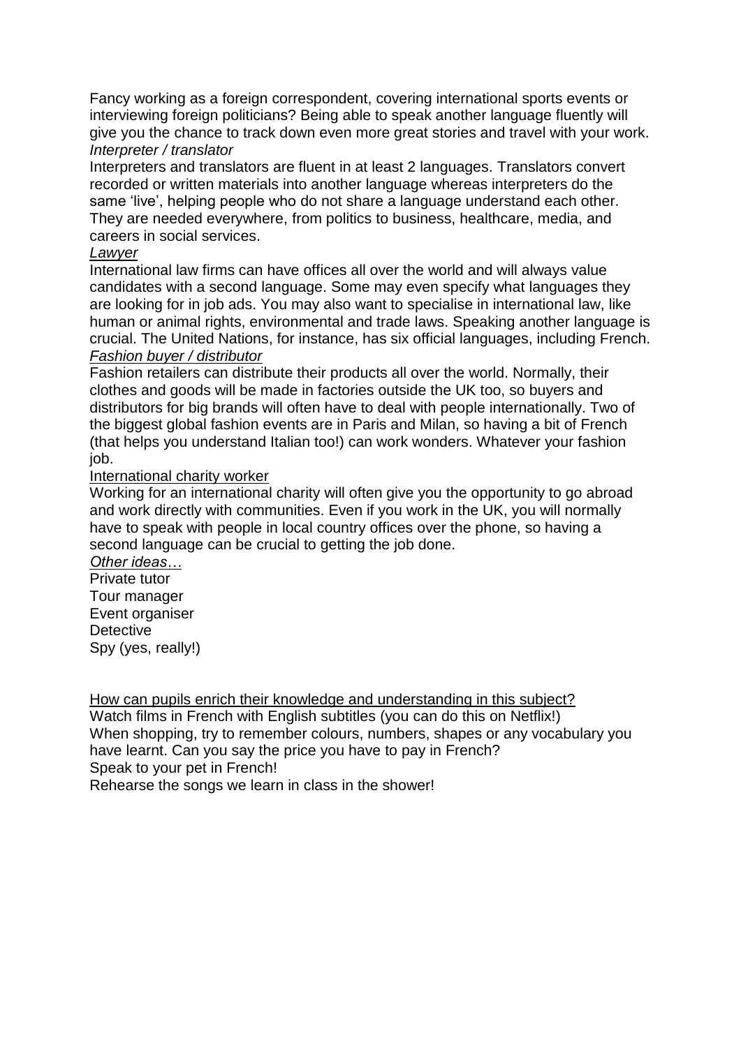Fancy working as a foreign correspondent, covering international sports events or interviewing foreign politicians? Being able to speak another language fluently will give you the chance to track down even more great stories and travel with your work.

*Interpreter / translator*

Interpreters and translators are fluent in at least 2 languages. Translators convert recorded or written materials into another language whereas interpreters do the same 'live', helping people who do not share a language understand each other. They are needed everywhere, from politics to business, healthcare, media, and careers in social services.

*Lawyer*

International law firms can have offices all over the world and will always value candidates with a second language. Some may even specify what languages they are looking for in job ads. You may also want to specialise in international law, like human or animal rights, environmental and trade laws. Speaking another language is crucial. The United Nations, for instance, has six official languages, including French.

*Fashion buyer / distributor*

Fashion retailers can distribute their products all over the world. Normally, their clothes and goods will be made in factories outside the UK too, so buyers and distributors for big brands will often have to deal with people internationally. Two of the biggest global fashion events are in Paris and Milan, so having a bit of French (that helps you understand Italian too!) can work wonders. Whatever your fashion job.

International charity worker

Working for an international charity will often give you the opportunity to go abroad and work directly with communities. Even if you work in the UK, you will normally have to speak with people in local country offices over the phone, so having a second language can be crucial to getting the job done.

*Other ideas…*

Private tutor
Tour manager
Event organiser
Detective
Spy (yes, really!)

How can pupils enrich their knowledge and understanding in this subject?

Watch films in French with English subtitles (you can do this on Netflix!)
When shopping, try to remember colours, numbers, shapes or any vocabulary you have learnt. Can you say the price you have to pay in French?
Speak to your pet in French!
Rehearse the songs we learn in class in the shower!